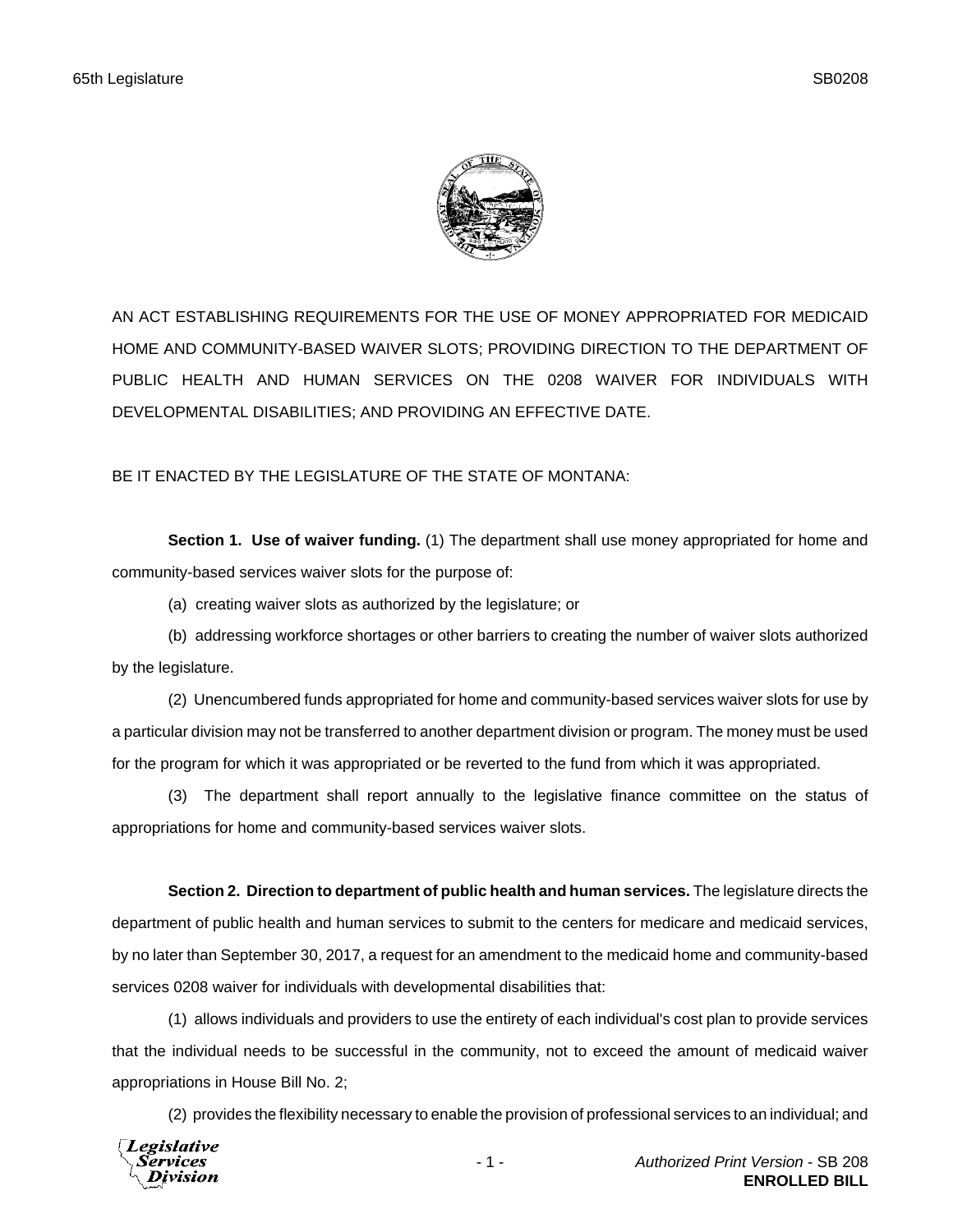AN ACT ESTABLISHING REQUIREMENTS FOR THE USE OF MONEY APPROPRIATED FOR MEDICAID HOME AND COMMUNITY-BASED WAIVER SLOTS; PROVIDING DIRECTION TO THE DEPARTMENT OF PUBLIC HEALTH AND HUMAN SERVICES ON THE 0208 WAIVER FOR INDIVIDUALS WITH DEVELOPMENTAL DISABILITIES; AND PROVIDING AN EFFECTIVE DATE.

BE IT ENACTED BY THE LEGISLATURE OF THE STATE OF MONTANA:

**Section 1. Use of waiver funding.** (1) The department shall use money appropriated for home and community-based services waiver slots for the purpose of:

(a) creating waiver slots as authorized by the legislature; or

(b) addressing workforce shortages or other barriers to creating the number of waiver slots authorized by the legislature.

(2) Unencumbered funds appropriated for home and community-based services waiver slots for use by a particular division may not be transferred to another department division or program. The money must be used for the program for which it was appropriated or be reverted to the fund from which it was appropriated.

(3) The department shall report annually to the legislative finance committee on the status of appropriations for home and community-based services waiver slots.

**Section 2. Direction to department of public health and human services.** The legislature directs the department of public health and human services to submit to the centers for medicare and medicaid services, by no later than September 30, 2017, a request for an amendment to the medicaid home and community-based services 0208 waiver for individuals with developmental disabilities that:

(1) allows individuals and providers to use the entirety of each individual's cost plan to provide services that the individual needs to be successful in the community, not to exceed the amount of medicaid waiver appropriations in House Bill No. 2;

(2) provides the flexibility necessary to enable the provision of professional services to an individual; and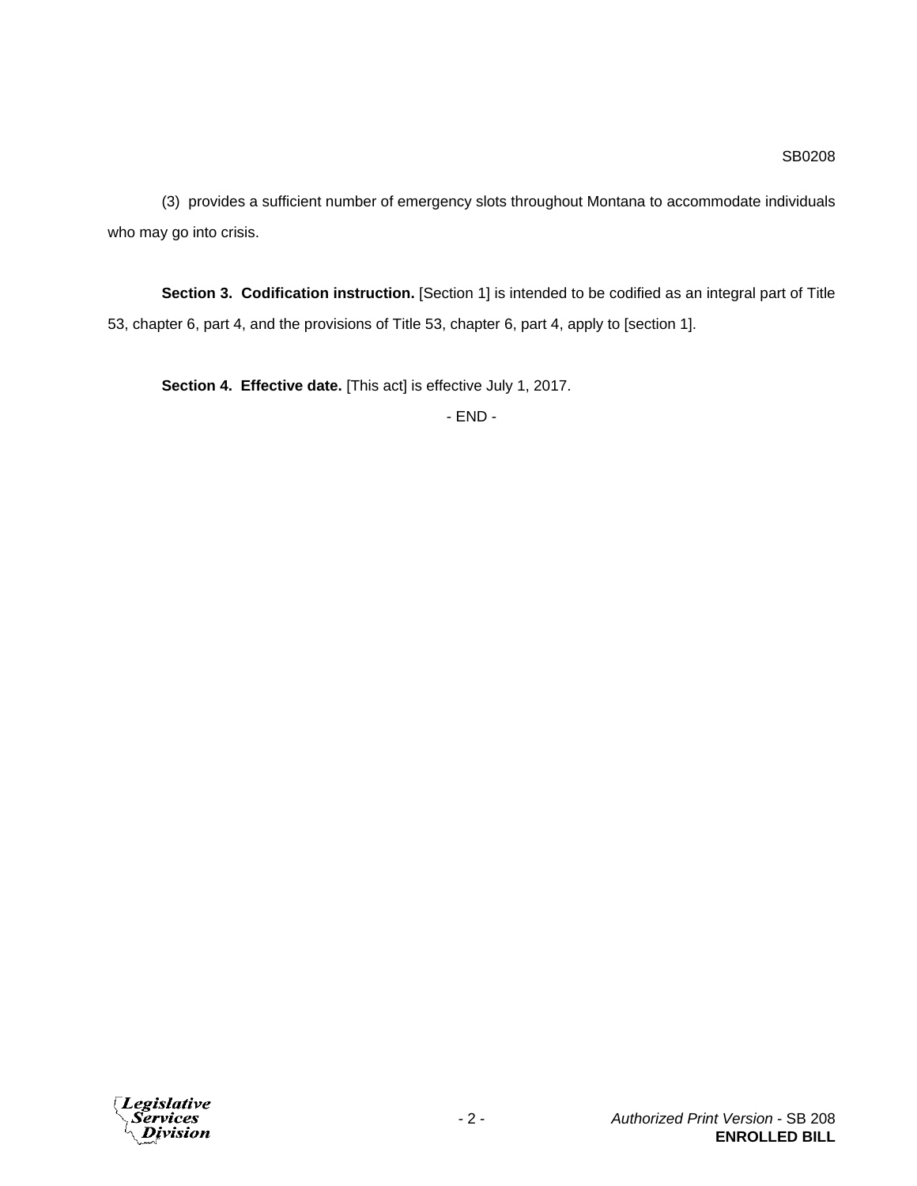(3) provides a sufficient number of emergency slots throughout Montana to accommodate individuals who may go into crisis.

**Section 3. Codification instruction.** [Section 1] is intended to be codified as an integral part of Title 53, chapter 6, part 4, and the provisions of Title 53, chapter 6, part 4, apply to [section 1].

**Section 4. Effective date.** [This act] is effective July 1, 2017.

- END -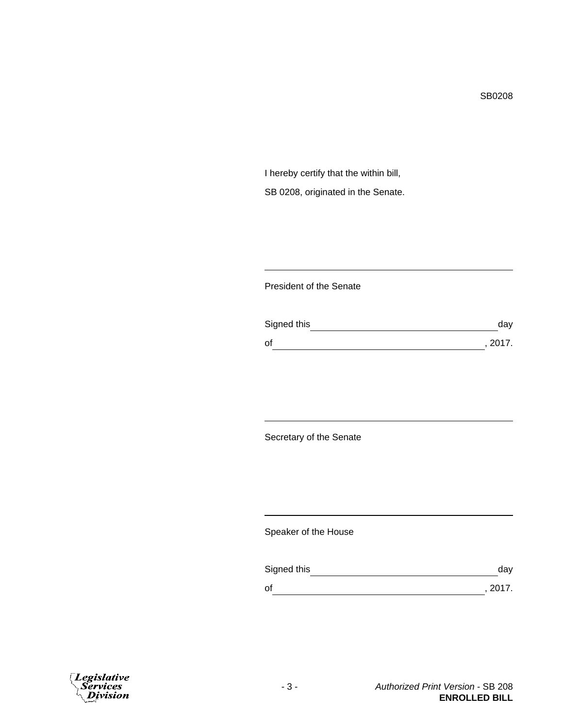SB0208

I hereby certify that the within bill,

SB 0208, originated in the Senate.

\_\_\_\_\_\_\_\_\_\_\_\_\_\_\_\_\_\_\_\_\_\_\_\_\_\_\_\_\_\_\_\_\_\_\_\_\_\_\_\_\_\_\_\_

President of the Senate

Signed this \_\_\_\_\_\_\_\_\_\_\_\_\_\_\_\_\_\_\_\_\_\_\_\_\_\_\_\_\_\_ day

of \_\_\_\_\_\_\_\_\_\_\_\_\_\_\_\_\_\_\_\_\_\_\_\_\_\_\_\_\_\_\_\_\_\_\_\_, 2017.

\_\_\_\_\_\_\_\_\_\_\_\_\_\_\_\_\_\_\_\_\_\_\_\_\_\_\_\_\_\_\_\_\_\_\_\_\_\_\_\_\_\_\_\_

Secretary of the Senate

\_\_\_\_\_\_\_\_\_\_\_\_\_\_\_\_\_\_\_\_\_\_\_\_\_\_\_\_\_\_\_\_\_\_\_\_\_\_\_\_\_\_\_\_

Speaker of the House

Signed this \_\_\_\_\_\_\_\_\_\_\_\_\_\_\_\_\_\_\_\_\_\_\_\_\_\_\_\_\_\_ day

of \_\_\_\_\_\_\_\_\_\_\_\_\_\_\_\_\_\_\_\_\_\_\_\_\_\_\_\_\_\_\_\_\_\_\_\_, 2017.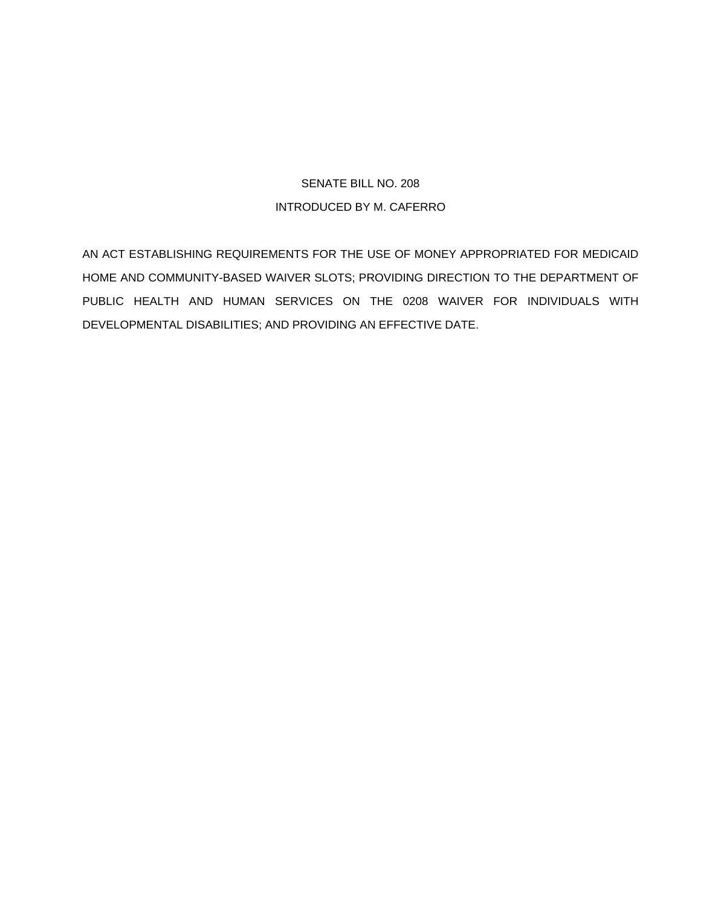SENATE BILL NO. 208

INTRODUCED BY M. CAFERRO

AN ACT ESTABLISHING REQUIREMENTS FOR THE USE OF MONEY APPROPRIATED FOR MEDICAID HOME AND COMMUNITY-BASED WAIVER SLOTS; PROVIDING DIRECTION TO THE DEPARTMENT OF PUBLIC HEALTH AND HUMAN SERVICES ON THE 0208 WAIVER FOR INDIVIDUALS WITH DEVELOPMENTAL DISABILITIES; AND PROVIDING AN EFFECTIVE DATE.